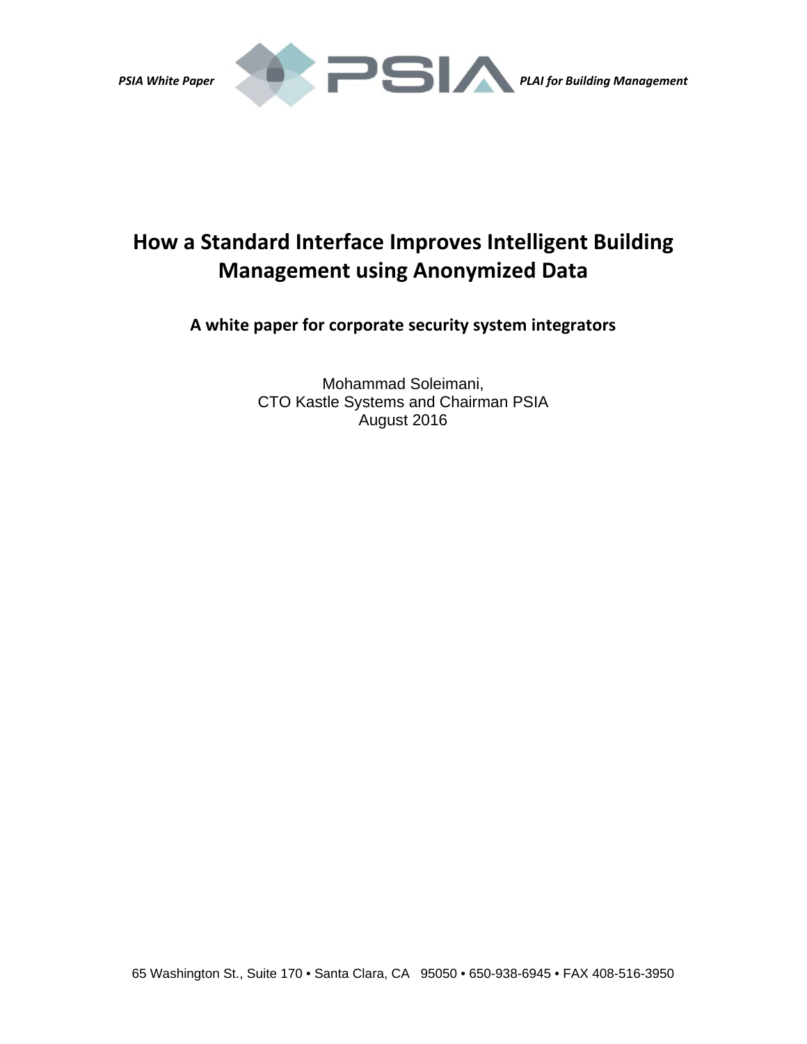PSIA White Paper PLAI for Building Management

# How a Standard Interface Improves Intelligent Building Management using Anonymized Data

### A white paper for corporate security system integrators

Mohammad Soleimani,
CTO Kastle Systems and Chairman PSIA
August 2016

65 Washington St., Suite 170 • Santa Clara, CA 95050 • 650-938-6945 • FAX 408-516-3950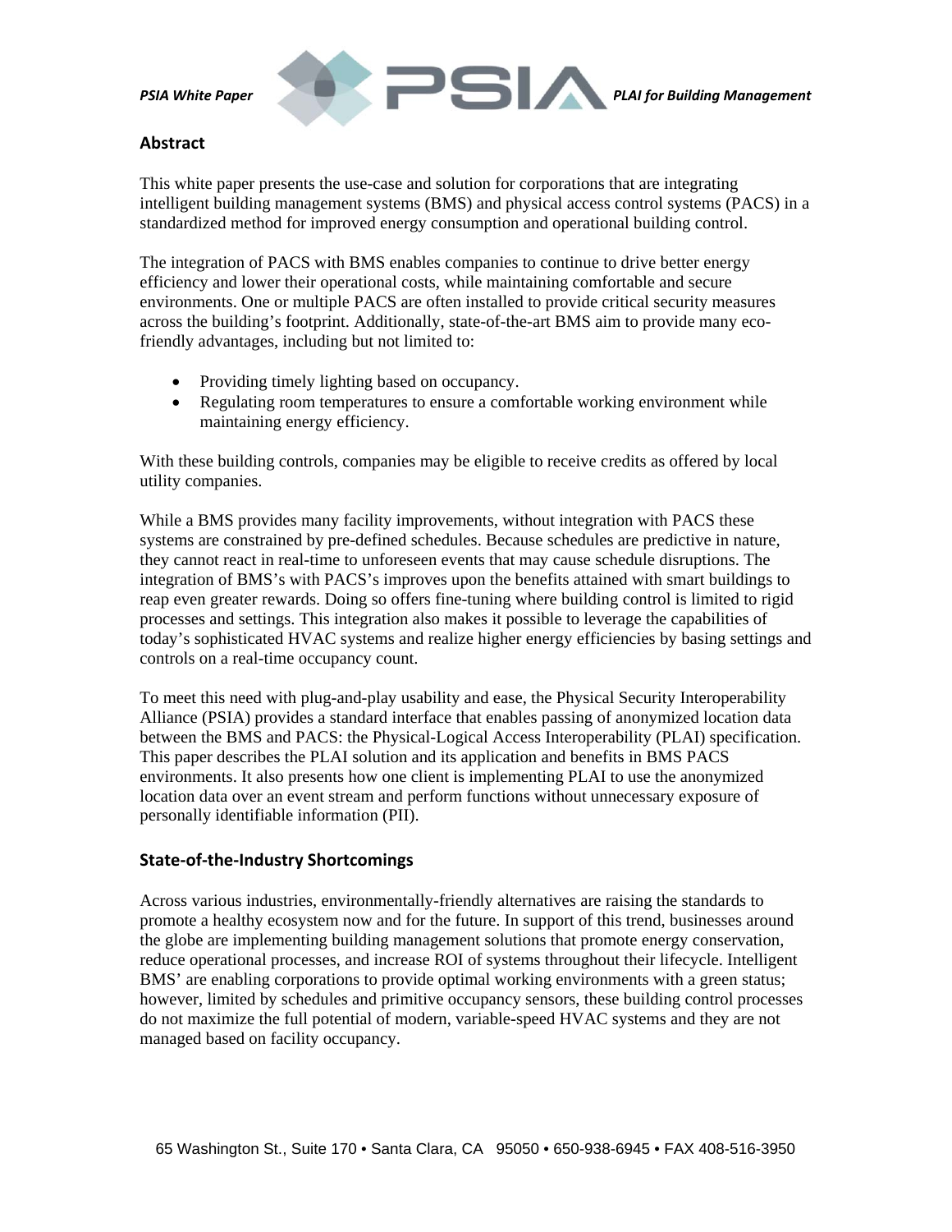## Abstract

This white paper presents the use-case and solution for corporations that are integrating intelligent building management systems (BMS) and physical access control systems (PACS) in a standardized method for improved energy consumption and operational building control.

The integration of PACS with BMS enables companies to continue to drive better energy efficiency and lower their operational costs, while maintaining comfortable and secure environments. One or multiple PACS are often installed to provide critical security measures across the building's footprint. Additionally, state-of-the-art BMS aim to provide many eco-friendly advantages, including but not limited to:

- Providing timely lighting based on occupancy.
- Regulating room temperatures to ensure a comfortable working environment while maintaining energy efficiency.

With these building controls, companies may be eligible to receive credits as offered by local utility companies.

While a BMS provides many facility improvements, without integration with PACS these systems are constrained by pre-defined schedules. Because schedules are predictive in nature, they cannot react in real-time to unforeseen events that may cause schedule disruptions. The integration of BMS's with PACS's improves upon the benefits attained with smart buildings to reap even greater rewards. Doing so offers fine-tuning where building control is limited to rigid processes and settings. This integration also makes it possible to leverage the capabilities of today's sophisticated HVAC systems and realize higher energy efficiencies by basing settings and controls on a real-time occupancy count.

To meet this need with plug-and-play usability and ease, the Physical Security Interoperability Alliance (PSIA) provides a standard interface that enables passing of anonymized location data between the BMS and PACS: the Physical-Logical Access Interoperability (PLAI) specification. This paper describes the PLAI solution and its application and benefits in BMS PACS environments. It also presents how one client is implementing PLAI to use the anonymized location data over an event stream and perform functions without unnecessary exposure of personally identifiable information (PII).

## State-of-the-Industry Shortcomings

Across various industries, environmentally-friendly alternatives are raising the standards to promote a healthy ecosystem now and for the future. In support of this trend, businesses around the globe are implementing building management solutions that promote energy conservation, reduce operational processes, and increase ROI of systems throughout their lifecycle. Intelligent BMS' are enabling corporations to provide optimal working environments with a green status; however, limited by schedules and primitive occupancy sensors, these building control processes do not maximize the full potential of modern, variable-speed HVAC systems and they are not managed based on facility occupancy.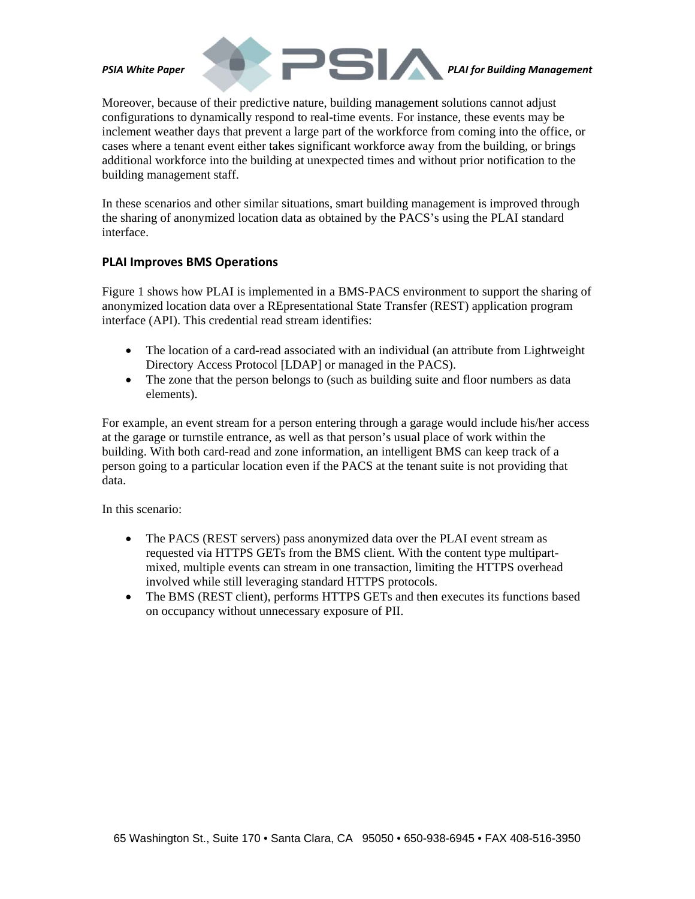Moreover, because of their predictive nature, building management solutions cannot adjust configurations to dynamically respond to real-time events. For instance, these events may be inclement weather days that prevent a large part of the workforce from coming into the office, or cases where a tenant event either takes significant workforce away from the building, or brings additional workforce into the building at unexpected times and without prior notification to the building management staff.

In these scenarios and other similar situations, smart building management is improved through the sharing of anonymized location data as obtained by the PACS's using the PLAI standard interface.

## PLAI Improves BMS Operations

Figure 1 shows how PLAI is implemented in a BMS-PACS environment to support the sharing of anonymized location data over a REpresentational State Transfer (REST) application program interface (API). This credential read stream identifies:

- The location of a card-read associated with an individual (an attribute from Lightweight Directory Access Protocol [LDAP] or managed in the PACS).
- The zone that the person belongs to (such as building suite and floor numbers as data elements).

For example, an event stream for a person entering through a garage would include his/her access at the garage or turnstile entrance, as well as that person's usual place of work within the building. With both card-read and zone information, an intelligent BMS can keep track of a person going to a particular location even if the PACS at the tenant suite is not providing that data.

In this scenario:

- The PACS (REST servers) pass anonymized data over the PLAI event stream as requested via HTTPS GETs from the BMS client. With the content type multipart-mixed, multiple events can stream in one transaction, limiting the HTTPS overhead involved while still leveraging standard HTTPS protocols.
- The BMS (REST client), performs HTTPS GETs and then executes its functions based on occupancy without unnecessary exposure of PII.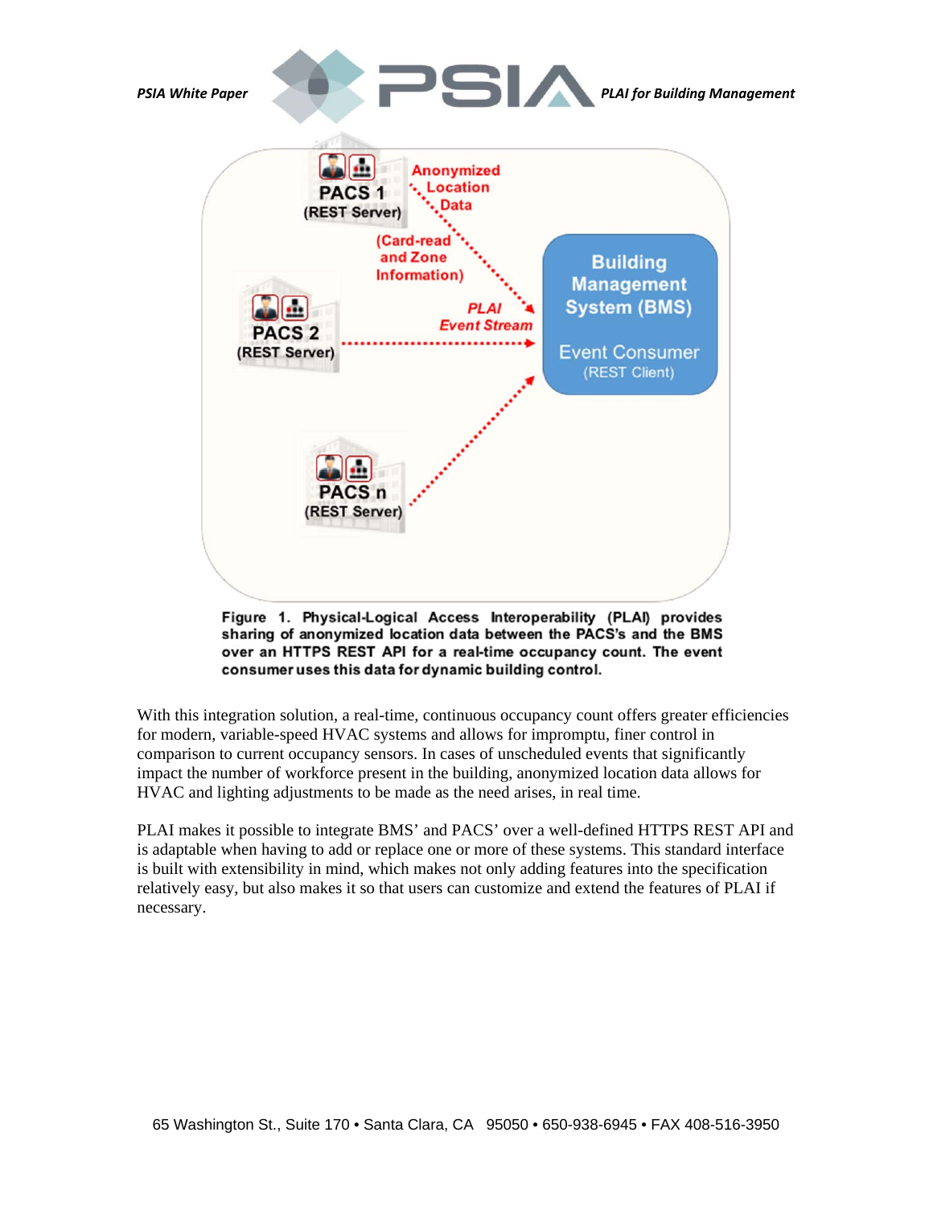Figure 1. Physical-Logical Access Interoperability (PLAI) provides sharing of anonymized location data between the PACS's and the BMS over an HTTPS REST API for a real-time occupancy count. The event consumer uses this data for dynamic building control.

With this integration solution, a real-time, continuous occupancy count offers greater efficiencies for modern, variable-speed HVAC systems and allows for impromptu, finer control in comparison to current occupancy sensors. In cases of unscheduled events that significantly impact the number of workforce present in the building, anonymized location data allows for HVAC and lighting adjustments to be made as the need arises, in real time.

PLAI makes it possible to integrate BMS' and PACS' over a well-defined HTTPS REST API and is adaptable when having to add or replace one or more of these systems. This standard interface is built with extensibility in mind, which makes not only adding features into the specification relatively easy, but also makes it so that users can customize and extend the features of PLAI if necessary.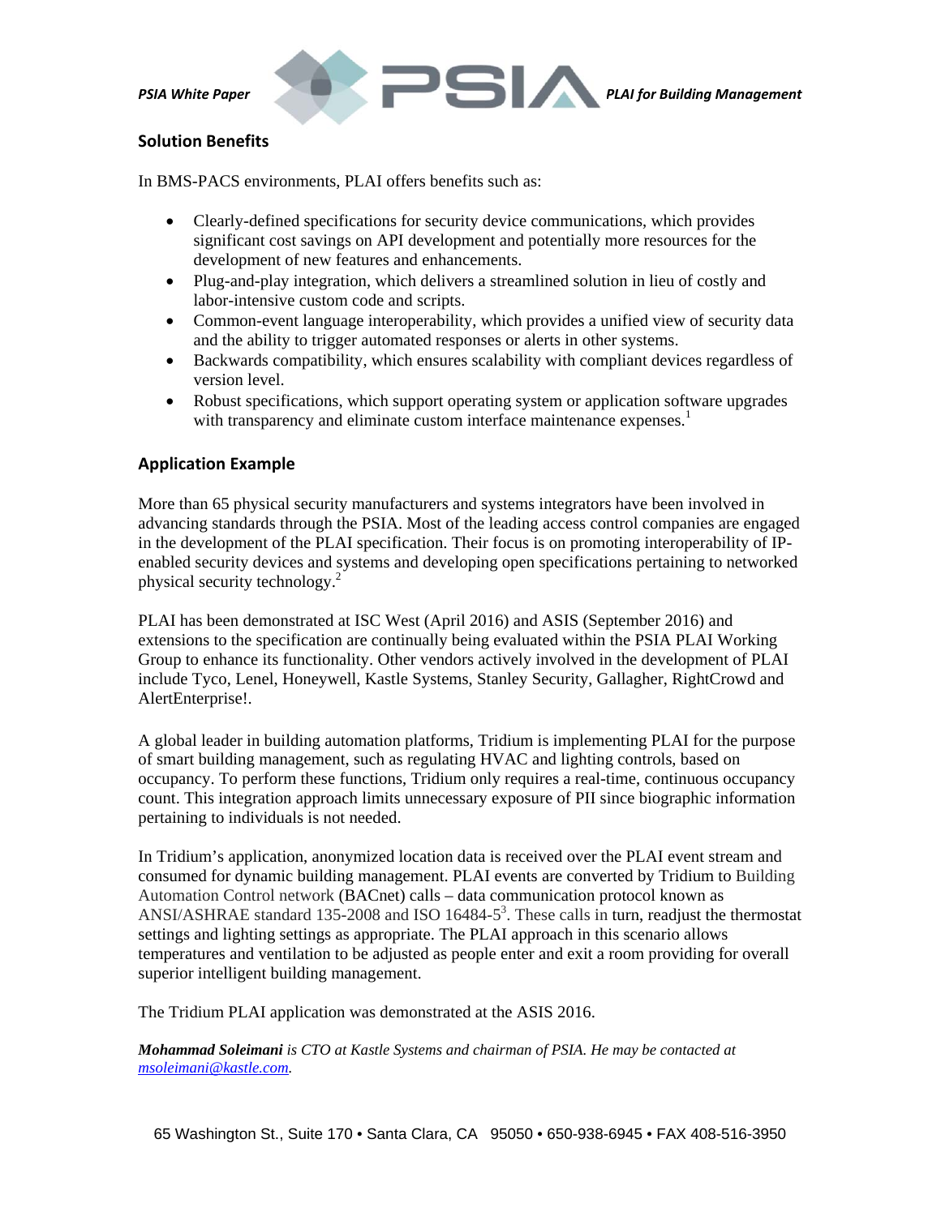## Solution Benefits

In BMS-PACS environments, PLAI offers benefits such as:

- Clearly-defined specifications for security device communications, which provides significant cost savings on API development and potentially more resources for the development of new features and enhancements.
- Plug-and-play integration, which delivers a streamlined solution in lieu of costly and labor-intensive custom code and scripts.
- Common-event language interoperability, which provides a unified view of security data and the ability to trigger automated responses or alerts in other systems.
- Backwards compatibility, which ensures scalability with compliant devices regardless of version level.
- Robust specifications, which support operating system or application software upgrades with transparency and eliminate custom interface maintenance expenses.[1]

## Application Example

More than 65 physical security manufacturers and systems integrators have been involved in advancing standards through the PSIA. Most of the leading access control companies are engaged in the development of the PLAI specification. Their focus is on promoting interoperability of IP-enabled security devices and systems and developing open specifications pertaining to networked physical security technology.[2]

PLAI has been demonstrated at ISC West (April 2016) and ASIS (September 2016) and extensions to the specification are continually being evaluated within the PSIA PLAI Working Group to enhance its functionality. Other vendors actively involved in the development of PLAI include Tyco, Lenel, Honeywell, Kastle Systems, Stanley Security, Gallagher, RightCrowd and AlertEnterprise!.

A global leader in building automation platforms, Tridium is implementing PLAI for the purpose of smart building management, such as regulating HVAC and lighting controls, based on occupancy. To perform these functions, Tridium only requires a real-time, continuous occupancy count. This integration approach limits unnecessary exposure of PII since biographic information pertaining to individuals is not needed.

In Tridium's application, anonymized location data is received over the PLAI event stream and consumed for dynamic building management. PLAI events are converted by Tridium to Building Automation Control network (BACnet) calls – data communication protocol known as ANSI/ASHRAE standard 135-2008 and ISO 16484-5[3]. These calls in turn, readjust the thermostat settings and lighting settings as appropriate. The PLAI approach in this scenario allows temperatures and ventilation to be adjusted as people enter and exit a room providing for overall superior intelligent building management.

The Tridium PLAI application was demonstrated at the ASIS 2016.

***Mohammad Soleimani*** *is CTO at Kastle Systems and chairman of PSIA. He may be contacted at msoleimani@kastle.com.*

65 Washington St., Suite 170 • Santa Clara, CA 95050 • 650-938-6945 • FAX 408-516-3950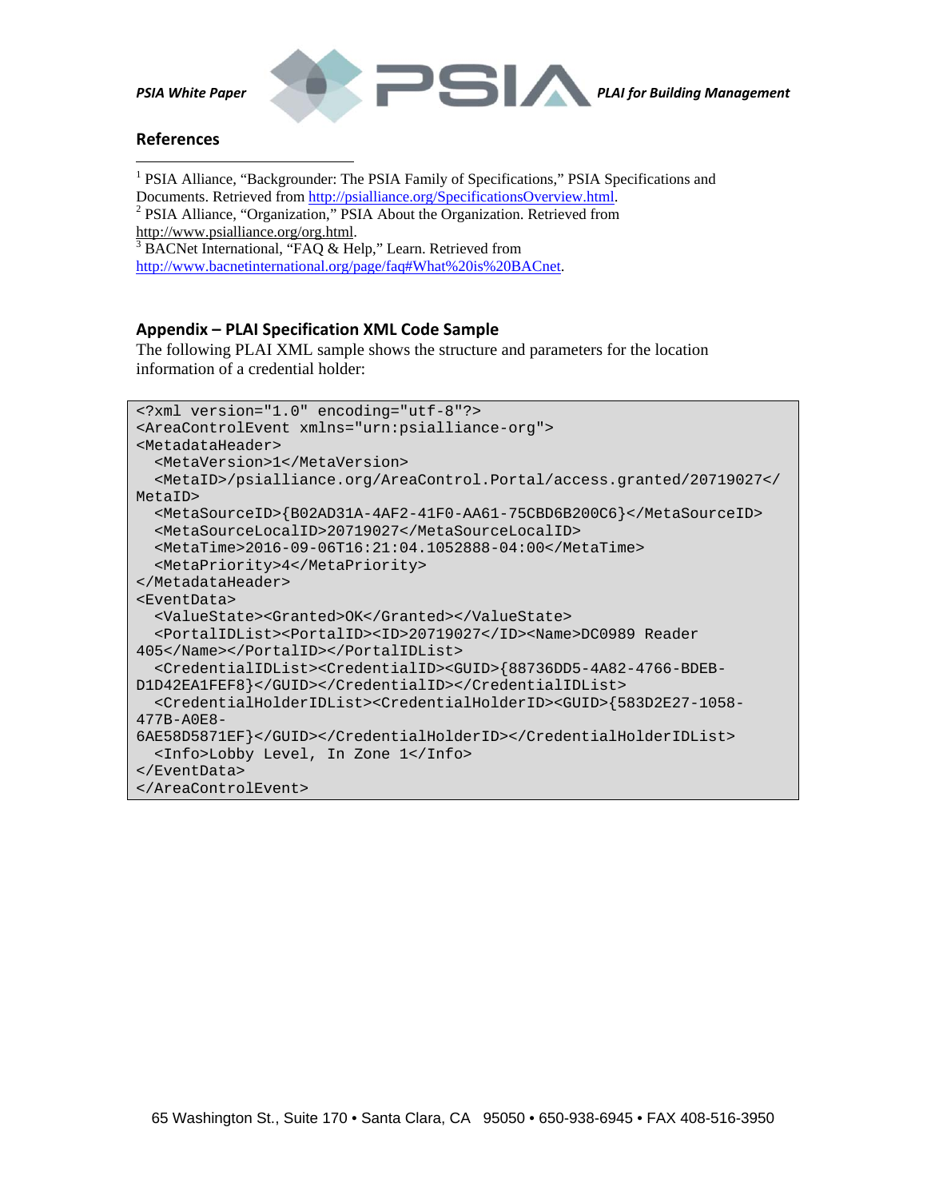## References

[1] PSIA Alliance, “Backgrounder: The PSIA Family of Specifications,” PSIA Specifications and Documents. Retrieved from http://psialliance.org/SpecificationsOverview.html.
[2] PSIA Alliance, “Organization,” PSIA About the Organization. Retrieved from http://www.psialliance.org/org.html.
[3] BACNet International, “FAQ & Help,” Learn. Retrieved from http://www.bacnetinternational.org/page/faq#What%20is%20BACnet.

### Appendix – PLAI Specification XML Code Sample

The following PLAI XML sample shows the structure and parameters for the location information of a credential holder:

```
<?xml version="1.0" encoding="utf-8"?>
<AreaControlEvent xmlns="urn:psialliance-org">
<MetadataHeader>
  <MetaVersion>1</MetaVersion>
  <MetaID>/psialliance.org/AreaControl.Portal/access.granted/20719027</
MetaID>
  <MetaSourceID>{B02AD31A-4AF2-41F0-AA61-75CBD6B200C6}</MetaSourceID>
  <MetaSourceLocalID>20719027</MetaSourceLocalID>
  <MetaTime>2016-09-06T16:21:04.1052888-04:00</MetaTime>
  <MetaPriority>4</MetaPriority>
</MetadataHeader>
<EventData>
  <ValueState><Granted>OK</Granted></ValueState>
  <PortalIDList><PortalID><ID>20719027</ID><Name>DC0989 Reader
405</Name></PortalID></PortalIDList>
  <CredentialIDList><CredentialID><GUID>{88736DD5-4A82-4766-BDEB-
D1D42EA1FEF8}</GUID></CredentialID></CredentialIDList>
  <CredentialHolderIDList><CredentialHolderID><GUID>{583D2E27-1058-
477B-A0E8-
6AE58D5871EF}</GUID></CredentialHolderID></CredentialHolderIDList>
  <Info>Lobby Level, In Zone 1</Info>
</EventData>
</AreaControlEvent>
```